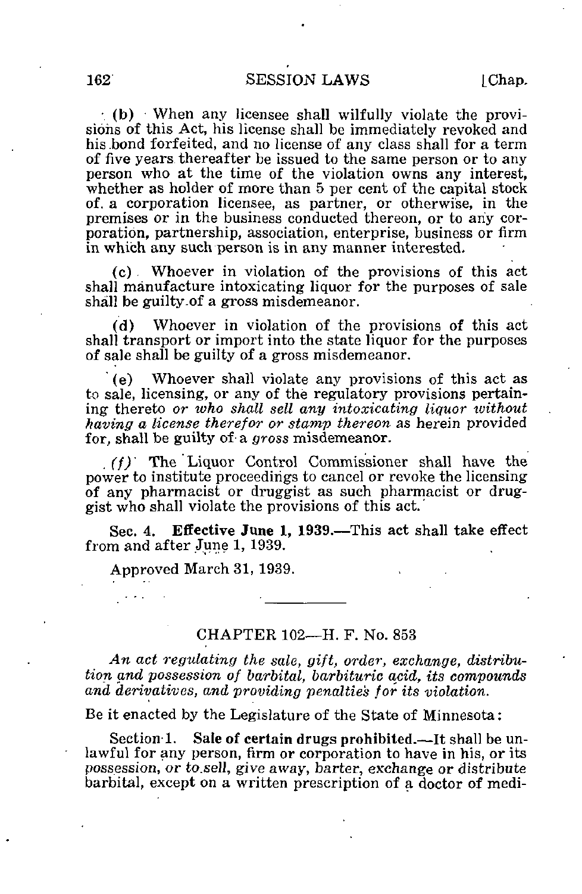(b) When any licensee shall wilfully violate the provisions of this Act, his license shall be immediately revoked and his bond forfeited, and no license of any class shall for a term of five years thereafter be issued to the same person or to any person who at the time of the violation owns any interest, whether as holder of more than 5 per cent of the capital stock of a corporation licensee, as partner, or otherwise, in the premises or in the business conducted thereon, or to any corporation, partnership, association, enterprise, business or firm in which any such person is in any manner interested.

(c) Whoever in violation of the provisions of this act shall manufacture intoxicating liquor for the purposes of sale shall be guilty of a gross misdemeanor.

(d) Whoever in violation of the provisions of this act shall transport or import into the state liquor for the purposes of sale shall be guilty of a gross misdemeanor.

(e) Whoever shall violate any provisions of this act as to sale, licensing, or any of the regulatory provisions pertaining thereto *or who shall sell any intoxicating liquor without having a license therefor or stamp thereon* as herein provided for, shall be guilty of a *gross* misdemeanor.

*(f)* The Liquor Control Commissioner shall have the power to institute proceedings to cancel or revoke the licensing of any pharmacist or druggist as such pharmacist or druggist who shall violate the provisions of this act.

Sec. 4. **Effective June 1, 1939.**—This act shall take effect from and after June 1, 1939.

Approved March 31, 1939.

---

## CHAPTER 102—H. F. No. 853

*An act regulating the sale, gift, order, exchange, distribution and possession of barbital, barbituric acid, its compounds and derivatives, and providing penalties for its violation.*

Be it enacted by the Legislature of the State of Minnesota:

Section 1. **Sale of certain drugs prohibited.**—It shall be unlawful for any person, firm or corporation to have in his, or its possession, or to sell, give away, barter, exchange or distribute barbital, except on a written prescription of a doctor of medi-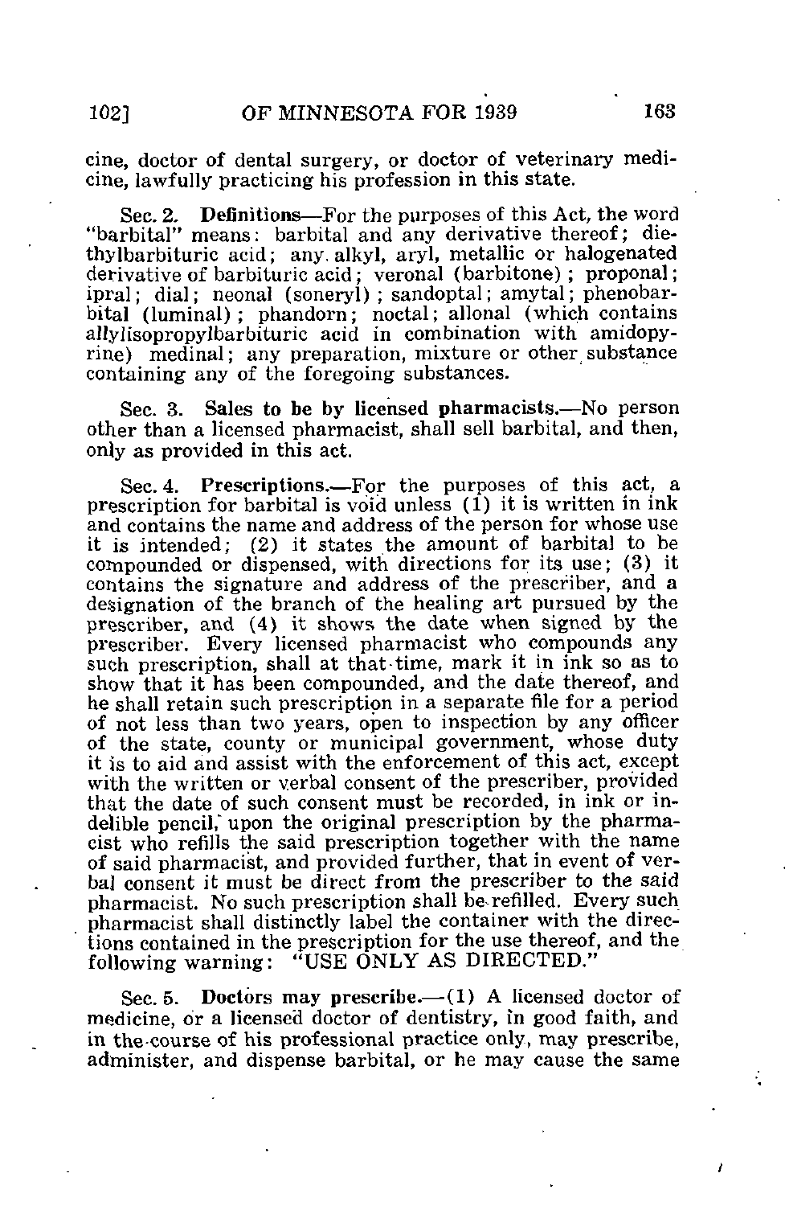cine, doctor of dental surgery, or doctor of veterinary medicine, lawfully practicing his profession in this state.

Sec. 2. **Definitions**—For the purposes of this Act, the word "barbital" means: barbital and any derivative thereof; diethylbarbituric acid; any alkyl, aryl, metallic or halogenated derivative of barbituric acid; veronal (barbitone); proponal; ipral; dial; neonal (soneryl); sandoptal; amytal; phenobarbital (luminal); phandorn; noctal; allonal (which contains allylisopropylbarbituric acid in combination with amidopyrine) medinal; any preparation, mixture or other substance containing any of the foregoing substances.

Sec. 3. **Sales to be by licensed pharmacists.**—No person other than a licensed pharmacist, shall sell barbital, and then, only as provided in this act.

Sec. 4. **Prescriptions.**—For the purposes of this act, a prescription for barbital is void unless (1) it is written in ink and contains the name and address of the person for whose use it is intended; (2) it states the amount of barbital to be compounded or dispensed, with directions for its use; (3) it contains the signature and address of the prescriber, and a designation of the branch of the healing art pursued by the prescriber, and (4) it shows the date when signed by the prescriber. Every licensed pharmacist who compounds any such prescription, shall at that time, mark it in ink so as to show that it has been compounded, and the date thereof, and he shall retain such prescription in a separate file for a period of not less than two years, open to inspection by any officer of the state, county or municipal government, whose duty it is to aid and assist with the enforcement of this act, except with the written or verbal consent of the prescriber, provided that the date of such consent must be recorded, in ink or indelible pencil, upon the original prescription by the pharmacist who refills the said prescription together with the name of said pharmacist, and provided further, that in event of verbal consent it must be direct from the prescriber to the said pharmacist. No such prescription shall be refilled. Every such pharmacist shall distinctly label the container with the directions contained in the prescription for the use thereof, and the following warning: "USE ONLY AS DIRECTED."

Sec. 5. **Doctors may prescribe.**—(1) A licensed doctor of medicine, or a licensed doctor of dentistry, in good faith, and in the course of his professional practice only, may prescribe, administer, and dispense barbital, or he may cause the same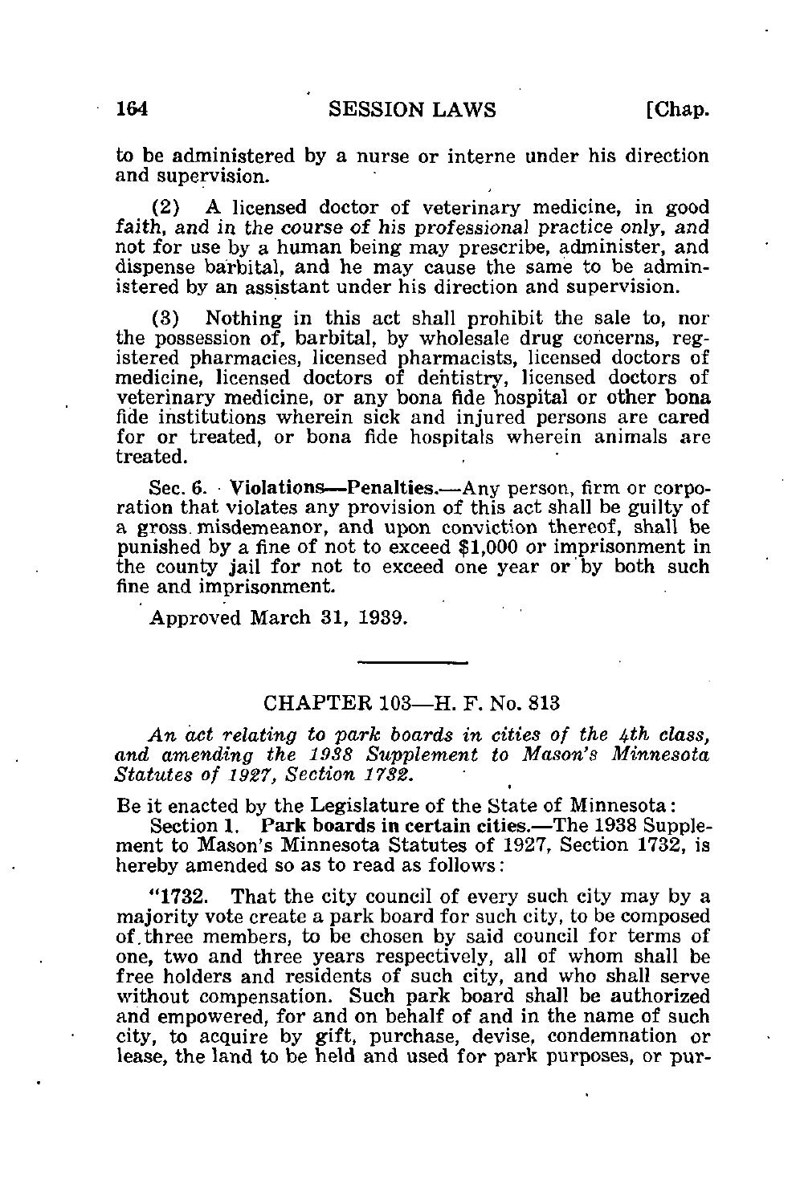to be administered by a nurse or interne under his direction and supervision.

(2) A licensed doctor of veterinary medicine, in good faith, and in the course of his professional practice only, and not for use by a human being may prescribe, administer, and dispense barbital, and he may cause the same to be administered by an assistant under his direction and supervision.

(3) Nothing in this act shall prohibit the sale to, nor the possession of, barbital, by wholesale drug concerns, registered pharmacies, licensed pharmacists, licensed doctors of medicine, licensed doctors of dentistry, licensed doctors of veterinary medicine, or any bona fide hospital or other bona fide institutions wherein sick and injured persons are cared for or treated, or bona fide hospitals wherein animals are treated.

Sec. 6. **Violations—Penalties.**—Any person, firm or corporation that violates any provision of this act shall be guilty of a gross misdemeanor, and upon conviction thereof, shall be punished by a fine of not to exceed $1,000 or imprisonment in the county jail for not to exceed one year or by both such fine and imprisonment.

Approved March 31, 1939.

---

## CHAPTER 103—H. F. No. 813

*An act relating to park boards in cities of the 4th class, and amending the 1938 Supplement to Mason's Minnesota Statutes of 1927, Section 1732.*

Be it enacted by the Legislature of the State of Minnesota:

Section 1. **Park boards in certain cities.**—The 1938 Supplement to Mason's Minnesota Statutes of 1927, Section 1732, is hereby amended so as to read as follows:

"1732. That the city council of every such city may by a majority vote create a park board for such city, to be composed of three members, to be chosen by said council for terms of one, two and three years respectively, all of whom shall be free holders and residents of such city, and who shall serve without compensation. Such park board shall be authorized and empowered, for and on behalf of and in the name of such city, to acquire by gift, purchase, devise, condemnation or lease, the land to be held and used for park purposes, or pur-